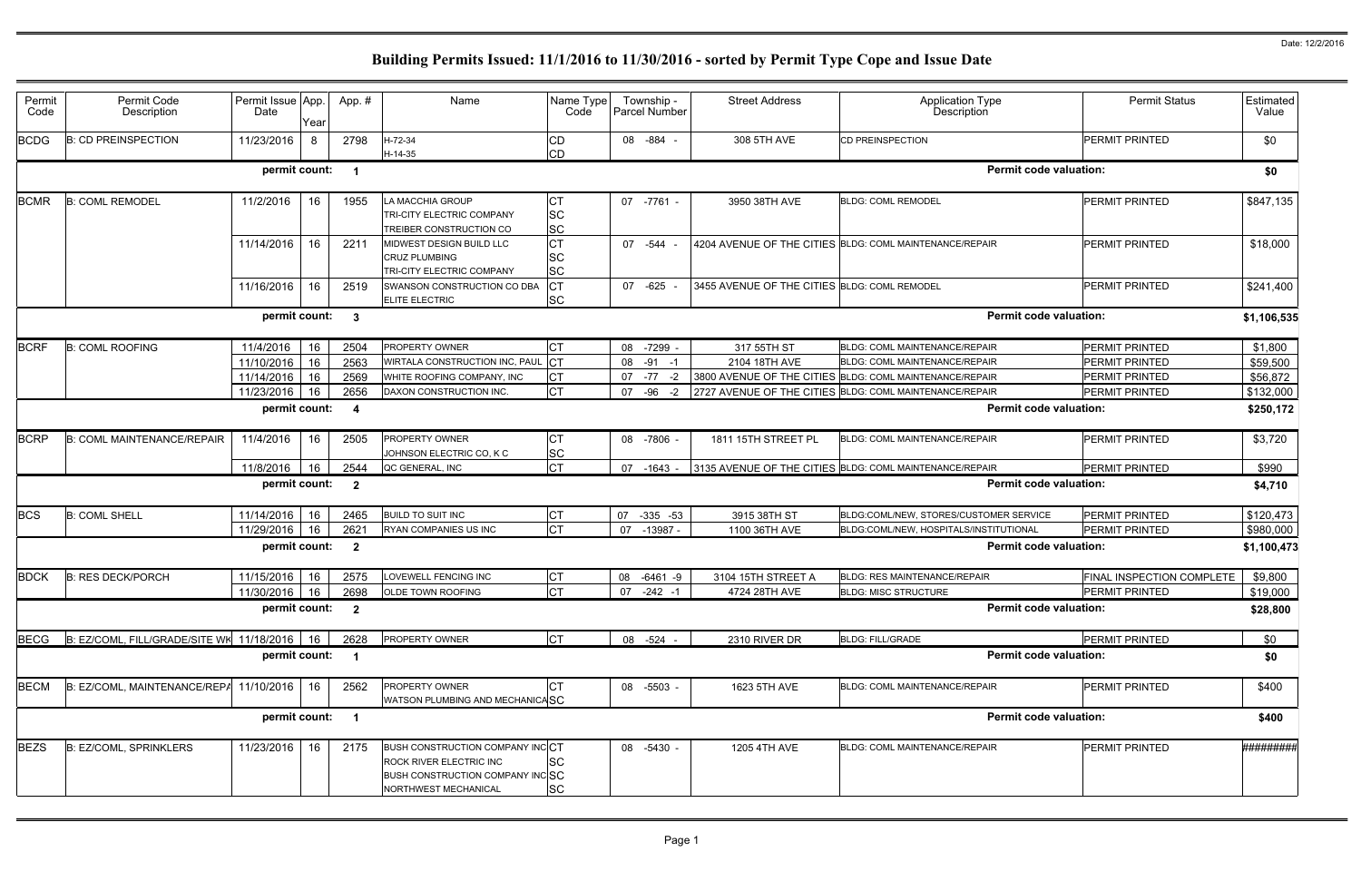Date: 12/2/2016

# Building Permits Issued: 11/1/2016 to 11/30/2016 - sorted by Permit Type Cope and Issue Date

| Permit Code | Permit Code Description | Permit Issue Date | App. Year | App. # | Name | Name Type Code | Township - Parcel Number | Street Address | Application Type Description | Permit Status | Estimated Value |
|---|---|---|---|---|---|---|---|---|---|---|---|
| BCDG | B: CD PREINSPECTION | 11/23/2016 | 8 | 2798 | H-72-34<br>H-14-35 | CD<br>CD | 08 -884 - | 308 5TH AVE | CD PREINSPECTION | PERMIT PRINTED | $0 |
| | | permit count: | | 1 | | | | | Permit code valuation: | | $0 |
| BCMR | B: COML REMODEL | 11/2/2016 | 16 | 1955 | LA MACCHIA GROUP<br>TRI-CITY ELECTRIC COMPANY<br>TREIBER CONSTRUCTION CO | CT<br>SC<br>SC | 07 -7761 - | 3950 38TH AVE | BLDG: COML REMODEL | PERMIT PRINTED | $847,135 |
| | | 11/14/2016 | 16 | 2211 | MIDWEST DESIGN BUILD LLC<br>CRUZ PLUMBING<br>TRI-CITY ELECTRIC COMPANY | CT<br>SC<br>SC | 07 -544 - | 4204 AVENUE OF THE CITIES | BLDG: COML MAINTENANCE/REPAIR | PERMIT PRINTED | $18,000 |
| | | 11/16/2016 | 16 | 2519 | SWANSON CONSTRUCTION CO DBA<br>ELITE ELECTRIC | CT<br>SC | 07 -625 - | 3455 AVENUE OF THE CITIES | BLDG: COML REMODEL | PERMIT PRINTED | $241,400 |
| | | permit count: | | 3 | | | | | Permit code valuation: | | $1,106,535 |
| BCRF | B: COML ROOFING | 11/4/2016 | 16 | 2504 | PROPERTY OWNER | CT | 08 -7299 - | 317 55TH ST | BLDG: COML MAINTENANCE/REPAIR | PERMIT PRINTED | $1,800 |
| | | 11/10/2016 | 16 | 2563 | WIRTALA CONSTRUCTION INC, PAUL | CT | 08 -91 -1 | 2104 18TH AVE | BLDG: COML MAINTENANCE/REPAIR | PERMIT PRINTED | $59,500 |
| | | 11/14/2016 | 16 | 2569 | WHITE ROOFING COMPANY, INC | CT | 07 -77 -2 | 3800 AVENUE OF THE CITIES | BLDG: COML MAINTENANCE/REPAIR | PERMIT PRINTED | $56,872 |
| | | 11/23/2016 | 16 | 2656 | DAXON CONSTRUCTION INC. | CT | 07 -96 -2 | 2727 AVENUE OF THE CITIES | BLDG: COML MAINTENANCE/REPAIR | PERMIT PRINTED | $132,000 |
| | | permit count: | | 4 | | | | | Permit code valuation: | | $250,172 |
| BCRP | B: COML MAINTENANCE/REPAIR | 11/4/2016 | 16 | 2505 | PROPERTY OWNER<br>JOHNSON ELECTRIC CO, K C | CT<br>SC | 08 -7806 - | 1811 15TH STREET PL | BLDG: COML MAINTENANCE/REPAIR | PERMIT PRINTED | $3,720 |
| | | 11/8/2016 | 16 | 2544 | QC GENERAL, INC | CT | 07 -1643 - | 3135 AVENUE OF THE CITIES | BLDG: COML MAINTENANCE/REPAIR | PERMIT PRINTED | $990 |
| | | permit count: | | 2 | | | | | Permit code valuation: | | $4,710 |
| BCS | B: COML SHELL | 11/14/2016 | 16 | 2465 | BUILD TO SUIT INC | CT | 07 -335 -53 | 3915 38TH ST | BLDG:COML/NEW, STORES/CUSTOMER SERVICE | PERMIT PRINTED | $120,473 |
| | | 11/29/2016 | 16 | 2621 | RYAN COMPANIES US INC | CT | 07 -13987 - | 1100 36TH AVE | BLDG:COML/NEW, HOSPITALS/INSTITUTIONAL | PERMIT PRINTED | $980,000 |
| | | permit count: | | 2 | | | | | Permit code valuation: | | $1,100,473 |
| BDCK | B: RES DECK/PORCH | 11/15/2016 | 16 | 2575 | LOVEWELL FENCING INC | CT | 08 -6461 -9 | 3104 15TH STREET A | BLDG: RES MAINTENANCE/REPAIR | FINAL INSPECTION COMPLETE | $9,800 |
| | | 11/30/2016 | 16 | 2698 | OLDE TOWN ROOFING | CT | 07 -242 -1 | 4724 28TH AVE | BLDG: MISC STRUCTURE | PERMIT PRINTED | $19,000 |
| | | permit count: | | 2 | | | | | Permit code valuation: | | $28,800 |
| BECG | B: EZ/COML, FILL/GRADE/SITE WK | 11/18/2016 | 16 | 2628 | PROPERTY OWNER | CT | 08 -524 - | 2310 RIVER DR | BLDG: FILL/GRADE | PERMIT PRINTED | $0 |
| | | permit count: | | 1 | | | | | Permit code valuation: | | $0 |
| BECM | B: EZ/COML, MAINTENANCE/REPA | 11/10/2016 | 16 | 2562 | PROPERTY OWNER<br>WATSON PLUMBING AND MECHANICA | CT<br>SC | 08 -5503 - | 1623 5TH AVE | BLDG: COML MAINTENANCE/REPAIR | PERMIT PRINTED | $400 |
| | | permit count: | | 1 | | | | | Permit code valuation: | | $400 |
| BEZS | B: EZ/COML, SPRINKLERS | 11/23/2016 | 16 | 2175 | BUSH CONSTRUCTION COMPANY INC<br>ROCK RIVER ELECTRIC INC<br>BUSH CONSTRUCTION COMPANY INC<br>NORTHWEST MECHANICAL | CT<br>SC<br>SC<br>SC | 08 -5430 - | 1205 4TH AVE | BLDG: COML MAINTENANCE/REPAIR | PERMIT PRINTED | ######## |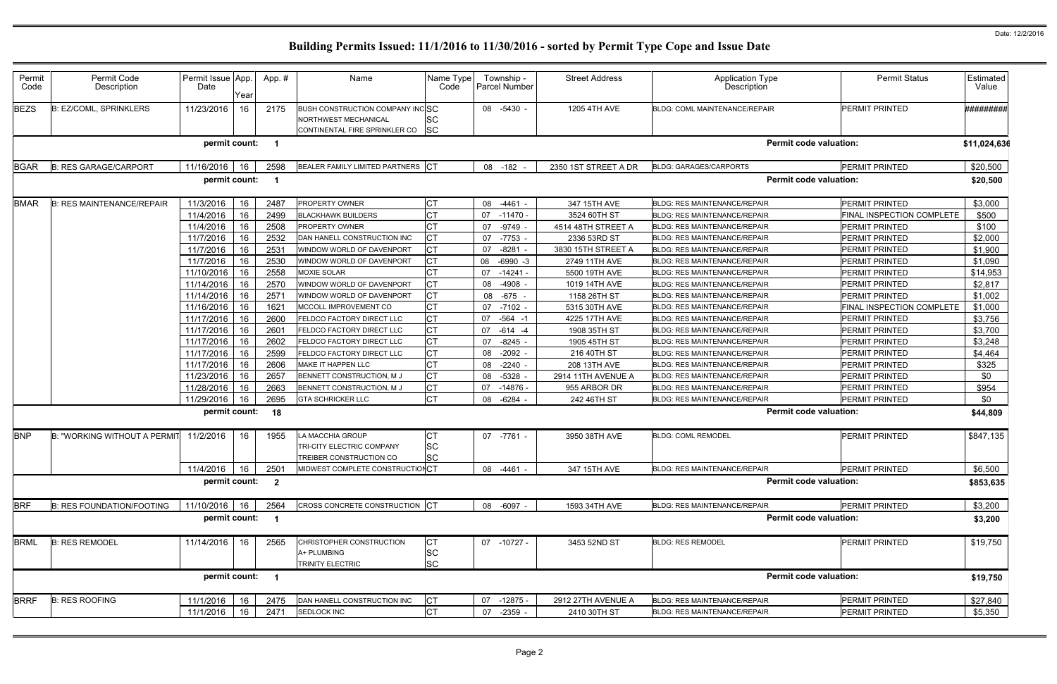Date: 12/2/2016

# Building Permits Issued: 11/1/2016 to 11/30/2016 - sorted by Permit Type Cope and Issue Date

| Permit Code | Permit Code Description | Permit Issue Date | App. Year | App. # | Name | Name Type Code | Township - Parcel Number | Street Address | Application Type Description | Permit Status | Estimated Value |
|---|---|---|---|---|---|---|---|---|---|---|---|
| BEZS | B: EZ/COML, SPRINKLERS | 11/23/2016 | 16 | 2175 | BUSH CONSTRUCTION COMPANY INC<br>NORTHWEST MECHANICAL<br>CONTINENTAL FIRE SPRINKLER CO | SC<br>SC<br>SC | 08 -5430 - | 1205 4TH AVE | BLDG: COML MAINTENANCE/REPAIR | PERMIT PRINTED | ######### |
| | | permit count: | | 1 | | | | | Permit code valuation: | | $11,024,636 |
| BGAR | B: RES GARAGE/CARPORT | 11/16/2016 | 16 | 2598 | BEALER FAMILY LIMITED PARTNERS | CT | 08 -182 - | 2350 1ST STREET A DR | BLDG: GARAGES/CARPORTS | PERMIT PRINTED | $20,500 |
| | | permit count: | | 1 | | | | | Permit code valuation: | | $20,500 |
| BMAR | B: RES MAINTENANCE/REPAIR | 11/3/2016 | 16 | 2487 | PROPERTY OWNER | CT | 08 -4461 - | 347 15TH AVE | BLDG: RES MAINTENANCE/REPAIR | PERMIT PRINTED | $3,000 |
| | | 11/4/2016 | 16 | 2499 | BLACKHAWK BUILDERS | CT | 07 -11470 - | 3524 60TH ST | BLDG: RES MAINTENANCE/REPAIR | FINAL INSPECTION COMPLETE | $500 |
| | | 11/4/2016 | 16 | 2508 | PROPERTY OWNER | CT | 07 -9749 - | 4514 48TH STREET A | BLDG: RES MAINTENANCE/REPAIR | PERMIT PRINTED | $100 |
| | | 11/7/2016 | 16 | 2532 | DAN HANELL CONSTRUCTION INC | CT | 07 -7753 - | 2336 53RD ST | BLDG: RES MAINTENANCE/REPAIR | PERMIT PRINTED | $2,000 |
| | | 11/7/2016 | 16 | 2531 | WINDOW WORLD OF DAVENPORT | CT | 07 -8281 - | 3830 15TH STREET A | BLDG: RES MAINTENANCE/REPAIR | PERMIT PRINTED | $1,900 |
| | | 11/7/2016 | 16 | 2530 | WINDOW WORLD OF DAVENPORT | CT | 08 -6990 -3 | 2749 11TH AVE | BLDG: RES MAINTENANCE/REPAIR | PERMIT PRINTED | $1,090 |
| | | 11/10/2016 | 16 | 2558 | MOXIE SOLAR | CT | 07 -14241 - | 5500 19TH AVE | BLDG: RES MAINTENANCE/REPAIR | PERMIT PRINTED | $14,953 |
| | | 11/14/2016 | 16 | 2570 | WINDOW WORLD OF DAVENPORT | CT | 08 -4908 - | 1019 14TH AVE | BLDG: RES MAINTENANCE/REPAIR | PERMIT PRINTED | $2,817 |
| | | 11/14/2016 | 16 | 2571 | WINDOW WORLD OF DAVENPORT | CT | 08 -675 - | 1158 26TH ST | BLDG: RES MAINTENANCE/REPAIR | PERMIT PRINTED | $1,002 |
| | | 11/16/2016 | 16 | 1621 | MCCOLL IMPROVEMENT CO | CT | 07 -7102 - | 5315 30TH AVE | BLDG: RES MAINTENANCE/REPAIR | FINAL INSPECTION COMPLETE | $1,000 |
| | | 11/17/2016 | 16 | 2600 | FELDCO FACTORY DIRECT LLC | CT | 07 -564 -1 | 4225 17TH AVE | BLDG: RES MAINTENANCE/REPAIR | PERMIT PRINTED | $3,756 |
| | | 11/17/2016 | 16 | 2601 | FELDCO FACTORY DIRECT LLC | CT | 07 -614 -4 | 1908 35TH ST | BLDG: RES MAINTENANCE/REPAIR | PERMIT PRINTED | $3,700 |
| | | 11/17/2016 | 16 | 2602 | FELDCO FACTORY DIRECT LLC | CT | 07 -8245 - | 1905 45TH ST | BLDG: RES MAINTENANCE/REPAIR | PERMIT PRINTED | $3,248 |
| | | 11/17/2016 | 16 | 2599 | FELDCO FACTORY DIRECT LLC | CT | 08 -2092 - | 216 40TH ST | BLDG: RES MAINTENANCE/REPAIR | PERMIT PRINTED | $4,464 |
| | | 11/17/2016 | 16 | 2606 | MAKE IT HAPPEN LLC | CT | 08 -2240 - | 208 13TH AVE | BLDG: RES MAINTENANCE/REPAIR | PERMIT PRINTED | $325 |
| | | 11/23/2016 | 16 | 2657 | BENNETT CONSTRUCTION, M J | CT | 08 -5328 - | 2914 11TH AVENUE A | BLDG: RES MAINTENANCE/REPAIR | PERMIT PRINTED | $0 |
| | | 11/28/2016 | 16 | 2663 | BENNETT CONSTRUCTION, M J | CT | 07 -14876 - | 955 ARBOR DR | BLDG: RES MAINTENANCE/REPAIR | PERMIT PRINTED | $954 |
| | | 11/29/2016 | 16 | 2695 | GTA SCHRICKER LLC | CT | 08 -6284 - | 242 46TH ST | BLDG: RES MAINTENANCE/REPAIR | PERMIT PRINTED | $0 |
| | | permit count: | | 18 | | | | | Permit code valuation: | | $44,809 |
| BNP | B: "WORKING WITHOUT A PERMIT | 11/2/2016 | 16 | 1955 | LA MACCHIA GROUP<br>TRI-CITY ELECTRIC COMPANY<br>TREIBER CONSTRUCTION CO | CT<br>SC<br>SC | 07 -7761 - | 3950 38TH AVE | BLDG: COML REMODEL | PERMIT PRINTED | $847,135 |
| | | 11/4/2016 | 16 | 2501 | MIDWEST COMPLETE CONSTRUCTION | CT | 08 -4461 - | 347 15TH AVE | BLDG: RES MAINTENANCE/REPAIR | PERMIT PRINTED | $6,500 |
| | | permit count: | | 2 | | | | | Permit code valuation: | | $853,635 |
| BRF | B: RES FOUNDATION/FOOTING | 11/10/2016 | 16 | 2564 | CROSS CONCRETE CONSTRUCTION | CT | 08 -6097 - | 1593 34TH AVE | BLDG: RES MAINTENANCE/REPAIR | PERMIT PRINTED | $3,200 |
| | | permit count: | | 1 | | | | | Permit code valuation: | | $3,200 |
| BRML | B: RES REMODEL | 11/14/2016 | 16 | 2565 | CHRISTOPHER CONSTRUCTION<br>A+ PLUMBING<br>TRINITY ELECTRIC | CT<br>SC<br>SC | 07 -10727 - | 3453 52ND ST | BLDG: RES REMODEL | PERMIT PRINTED | $19,750 |
| | | permit count: | | 1 | | | | | Permit code valuation: | | $19,750 |
| BRRF | B: RES ROOFING | 11/1/2016 | 16 | 2475 | DAN HANELL CONSTRUCTION INC | CT | 07 -12875 - | 2912 27TH AVENUE A | BLDG: RES MAINTENANCE/REPAIR | PERMIT PRINTED | $27,840 |
| | | 11/1/2016 | 16 | 2471 | SEDLOCK INC | CT | 07 -2359 - | 2410 30TH ST | BLDG: RES MAINTENANCE/REPAIR | PERMIT PRINTED | $5,350 |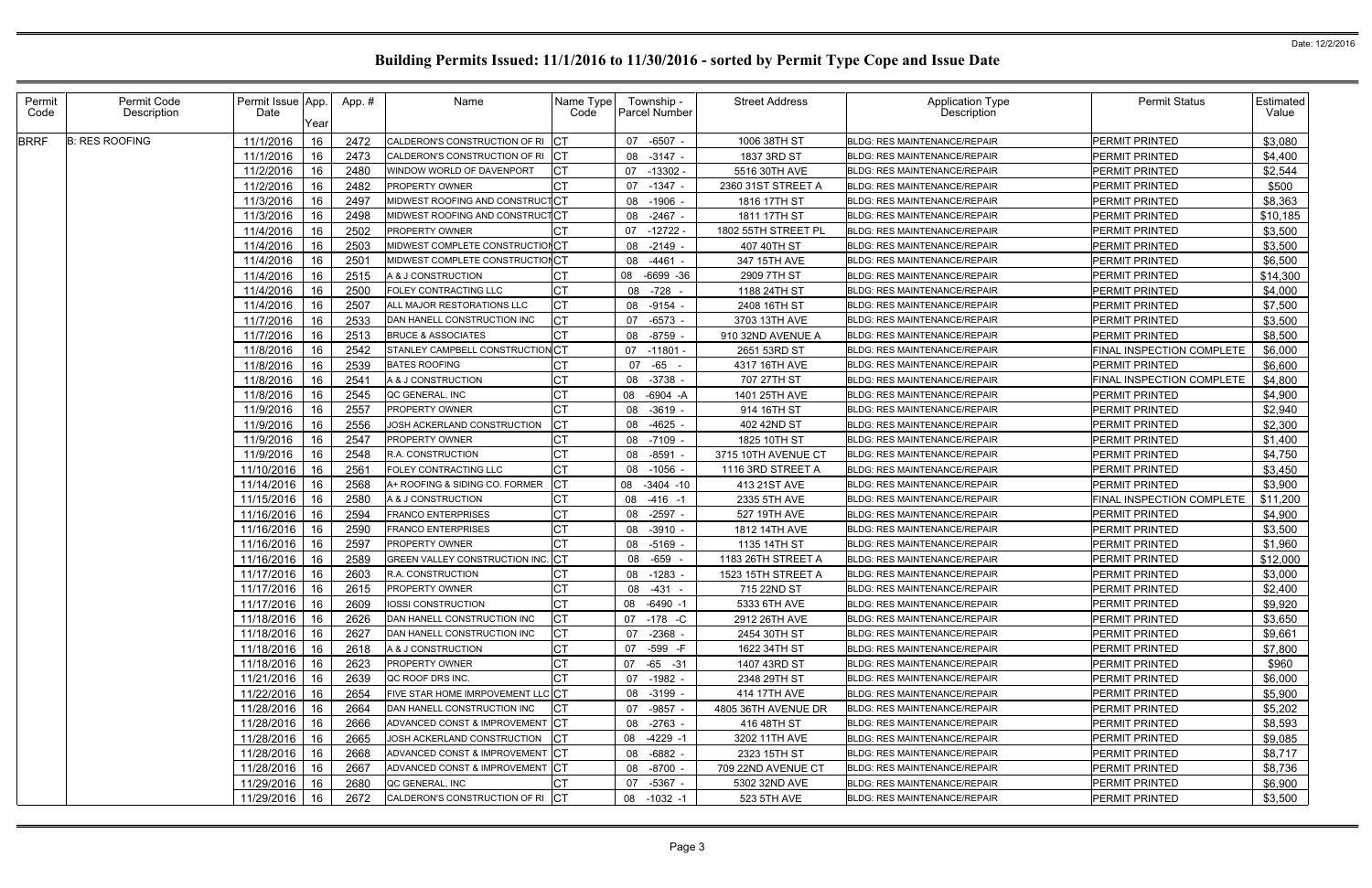# Building Permits Issued: 11/1/2016 to 11/30/2016 - sorted by Permit Type Cope and Issue Date

Date: 12/2/2016

| Permit Code | Permit Code Description | Permit Issue Date | App. Year | App. # | Name | Name Type Code | Township - Parcel Number | Street Address | Application Type Description | Permit Status | Estimated Value |
|---|---|---|---|---|---|---|---|---|---|---|---|
| BRRF | B: RES ROOFING | 11/1/2016 | 16 | 2472 | CALDERON'S CONSTRUCTION OF RI | CT | 07 -6507 - | 1006 38TH ST | BLDG: RES MAINTENANCE/REPAIR | PERMIT PRINTED | $3,080 |
| | | 11/1/2016 | 16 | 2473 | CALDERON'S CONSTRUCTION OF RI | CT | 08 -3147 - | 1837 3RD ST | BLDG: RES MAINTENANCE/REPAIR | PERMIT PRINTED | $4,400 |
| | | 11/2/2016 | 16 | 2480 | WINDOW WORLD OF DAVENPORT | CT | 07 -13302 - | 5516 30TH AVE | BLDG: RES MAINTENANCE/REPAIR | PERMIT PRINTED | $2,544 |
| | | 11/2/2016 | 16 | 2482 | PROPERTY OWNER | CT | 07 -1347 - | 2360 31ST STREET A | BLDG: RES MAINTENANCE/REPAIR | PERMIT PRINTED | $500 |
| | | 11/3/2016 | 16 | 2497 | MIDWEST ROOFING AND CONSTRUCT | CT | 08 -1906 - | 1816 17TH ST | BLDG: RES MAINTENANCE/REPAIR | PERMIT PRINTED | $8,363 |
| | | 11/3/2016 | 16 | 2498 | MIDWEST ROOFING AND CONSTRUCT | CT | 08 -2467 - | 1811 17TH ST | BLDG: RES MAINTENANCE/REPAIR | PERMIT PRINTED | $10,185 |
| | | 11/4/2016 | 16 | 2502 | PROPERTY OWNER | CT | 07 -12722 - | 1802 55TH STREET PL | BLDG: RES MAINTENANCE/REPAIR | PERMIT PRINTED | $3,500 |
| | | 11/4/2016 | 16 | 2503 | MIDWEST COMPLETE CONSTRUCTION | CT | 08 -2149 - | 407 40TH ST | BLDG: RES MAINTENANCE/REPAIR | PERMIT PRINTED | $3,500 |
| | | 11/4/2016 | 16 | 2501 | MIDWEST COMPLETE CONSTRUCTION | CT | 08 -4461 - | 347 15TH AVE | BLDG: RES MAINTENANCE/REPAIR | PERMIT PRINTED | $6,500 |
| | | 11/4/2016 | 16 | 2515 | A & J CONSTRUCTION | CT | 08 -6699 -36 | 2909 7TH ST | BLDG: RES MAINTENANCE/REPAIR | PERMIT PRINTED | $14,300 |
| | | 11/4/2016 | 16 | 2500 | FOLEY CONTRACTING LLC | CT | 08 -728 - | 1188 24TH ST | BLDG: RES MAINTENANCE/REPAIR | PERMIT PRINTED | $4,000 |
| | | 11/4/2016 | 16 | 2507 | ALL MAJOR RESTORATIONS LLC | CT | 08 -9154 - | 2408 16TH ST | BLDG: RES MAINTENANCE/REPAIR | PERMIT PRINTED | $7,500 |
| | | 11/7/2016 | 16 | 2533 | DAN HANELL CONSTRUCTION INC | CT | 07 -6573 - | 3703 13TH AVE | BLDG: RES MAINTENANCE/REPAIR | PERMIT PRINTED | $3,500 |
| | | 11/7/2016 | 16 | 2513 | BRUCE & ASSOCIATES | CT | 08 -8759 - | 910 32ND AVENUE A | BLDG: RES MAINTENANCE/REPAIR | PERMIT PRINTED | $8,500 |
| | | 11/8/2016 | 16 | 2542 | STANLEY CAMPBELL CONSTRUCTION | CT | 07 -11801 - | 2651 53RD ST | BLDG: RES MAINTENANCE/REPAIR | FINAL INSPECTION COMPLETE | $6,000 |
| | | 11/8/2016 | 16 | 2539 | BATES ROOFING | CT | 07 -65 - | 4317 16TH AVE | BLDG: RES MAINTENANCE/REPAIR | PERMIT PRINTED | $6,600 |
| | | 11/8/2016 | 16 | 2541 | A & J CONSTRUCTION | CT | 08 -3738 - | 707 27TH ST | BLDG: RES MAINTENANCE/REPAIR | FINAL INSPECTION COMPLETE | $4,800 |
| | | 11/8/2016 | 16 | 2545 | QC GENERAL, INC | CT | 08 -6904 -A | 1401 25TH AVE | BLDG: RES MAINTENANCE/REPAIR | PERMIT PRINTED | $4,900 |
| | | 11/9/2016 | 16 | 2557 | PROPERTY OWNER | CT | 08 -3619 - | 914 16TH ST | BLDG: RES MAINTENANCE/REPAIR | PERMIT PRINTED | $2,940 |
| | | 11/9/2016 | 16 | 2556 | JOSH ACKERLAND CONSTRUCTION | CT | 08 -4625 - | 402 42ND ST | BLDG: RES MAINTENANCE/REPAIR | PERMIT PRINTED | $2,300 |
| | | 11/9/2016 | 16 | 2547 | PROPERTY OWNER | CT | 08 -7109 - | 1825 10TH ST | BLDG: RES MAINTENANCE/REPAIR | PERMIT PRINTED | $1,400 |
| | | 11/9/2016 | 16 | 2548 | R.A. CONSTRUCTION | CT | 08 -8591 - | 3715 10TH AVENUE CT | BLDG: RES MAINTENANCE/REPAIR | PERMIT PRINTED | $4,750 |
| | | 11/10/2016 | 16 | 2561 | FOLEY CONTRACTING LLC | CT | 08 -1056 - | 1116 3RD STREET A | BLDG: RES MAINTENANCE/REPAIR | PERMIT PRINTED | $3,450 |
| | | 11/14/2016 | 16 | 2568 | A+ ROOFING & SIDING CO. FORMER | CT | 08 -3404 -10 | 413 21ST AVE | BLDG: RES MAINTENANCE/REPAIR | PERMIT PRINTED | $3,900 |
| | | 11/15/2016 | 16 | 2580 | A & J CONSTRUCTION | CT | 08 -416 -1 | 2335 5TH AVE | BLDG: RES MAINTENANCE/REPAIR | FINAL INSPECTION COMPLETE | $11,200 |
| | | 11/16/2016 | 16 | 2594 | FRANCO ENTERPRISES | CT | 08 -2597 - | 527 19TH AVE | BLDG: RES MAINTENANCE/REPAIR | PERMIT PRINTED | $4,900 |
| | | 11/16/2016 | 16 | 2590 | FRANCO ENTERPRISES | CT | 08 -3910 - | 1812 14TH AVE | BLDG: RES MAINTENANCE/REPAIR | PERMIT PRINTED | $3,500 |
| | | 11/16/2016 | 16 | 2597 | PROPERTY OWNER | CT | 08 -5169 - | 1135 14TH ST | BLDG: RES MAINTENANCE/REPAIR | PERMIT PRINTED | $1,960 |
| | | 11/16/2016 | 16 | 2589 | GREEN VALLEY CONSTRUCTION INC. | CT | 08 -659 - | 1183 26TH STREET A | BLDG: RES MAINTENANCE/REPAIR | PERMIT PRINTED | $12,000 |
| | | 11/17/2016 | 16 | 2603 | R.A. CONSTRUCTION | CT | 08 -1283 - | 1523 15TH STREET A | BLDG: RES MAINTENANCE/REPAIR | PERMIT PRINTED | $3,000 |
| | | 11/17/2016 | 16 | 2615 | PROPERTY OWNER | CT | 08 -431 - | 715 22ND ST | BLDG: RES MAINTENANCE/REPAIR | PERMIT PRINTED | $2,400 |
| | | 11/17/2016 | 16 | 2609 | IOSSI CONSTRUCTION | CT | 08 -6490 -1 | 5333 6TH AVE | BLDG: RES MAINTENANCE/REPAIR | PERMIT PRINTED | $9,920 |
| | | 11/18/2016 | 16 | 2626 | DAN HANELL CONSTRUCTION INC | CT | 07 -178 -C | 2912 26TH AVE | BLDG: RES MAINTENANCE/REPAIR | PERMIT PRINTED | $3,650 |
| | | 11/18/2016 | 16 | 2627 | DAN HANELL CONSTRUCTION INC | CT | 07 -2368 - | 2454 30TH ST | BLDG: RES MAINTENANCE/REPAIR | PERMIT PRINTED | $9,661 |
| | | 11/18/2016 | 16 | 2618 | A & J CONSTRUCTION | CT | 07 -599 -F | 1622 34TH ST | BLDG: RES MAINTENANCE/REPAIR | PERMIT PRINTED | $7,800 |
| | | 11/18/2016 | 16 | 2623 | PROPERTY OWNER | CT | 07 -65 -31 | 1407 43RD ST | BLDG: RES MAINTENANCE/REPAIR | PERMIT PRINTED | $960 |
| | | 11/21/2016 | 16 | 2639 | QC ROOF DRS INC. | CT | 07 -1982 - | 2348 29TH ST | BLDG: RES MAINTENANCE/REPAIR | PERMIT PRINTED | $6,000 |
| | | 11/22/2016 | 16 | 2654 | FIVE STAR HOME IMRPOVEMENT LLC | CT | 08 -3199 - | 414 17TH AVE | BLDG: RES MAINTENANCE/REPAIR | PERMIT PRINTED | $5,900 |
| | | 11/28/2016 | 16 | 2664 | DAN HANELL CONSTRUCTION INC | CT | 07 -9857 - | 4805 36TH AVENUE DR | BLDG: RES MAINTENANCE/REPAIR | PERMIT PRINTED | $5,202 |
| | | 11/28/2016 | 16 | 2666 | ADVANCED CONST & IMPROVEMENT | CT | 08 -2763 - | 416 48TH ST | BLDG: RES MAINTENANCE/REPAIR | PERMIT PRINTED | $8,593 |
| | | 11/28/2016 | 16 | 2665 | JOSH ACKERLAND CONSTRUCTION | CT | 08 -4229 -1 | 3202 11TH AVE | BLDG: RES MAINTENANCE/REPAIR | PERMIT PRINTED | $9,085 |
| | | 11/28/2016 | 16 | 2668 | ADVANCED CONST & IMPROVEMENT | CT | 08 -6882 - | 2323 15TH ST | BLDG: RES MAINTENANCE/REPAIR | PERMIT PRINTED | $8,717 |
| | | 11/28/2016 | 16 | 2667 | ADVANCED CONST & IMPROVEMENT | CT | 08 -8700 - | 709 22ND AVENUE CT | BLDG: RES MAINTENANCE/REPAIR | PERMIT PRINTED | $8,736 |
| | | 11/29/2016 | 16 | 2680 | QC GENERAL, INC | CT | 07 -5367 - | 5302 32ND AVE | BLDG: RES MAINTENANCE/REPAIR | PERMIT PRINTED | $6,900 |
| | | 11/29/2016 | 16 | 2672 | CALDERON'S CONSTRUCTION OF RI | CT | 08 -1032 -1 | 523 5TH AVE | BLDG: RES MAINTENANCE/REPAIR | PERMIT PRINTED | $3,500 |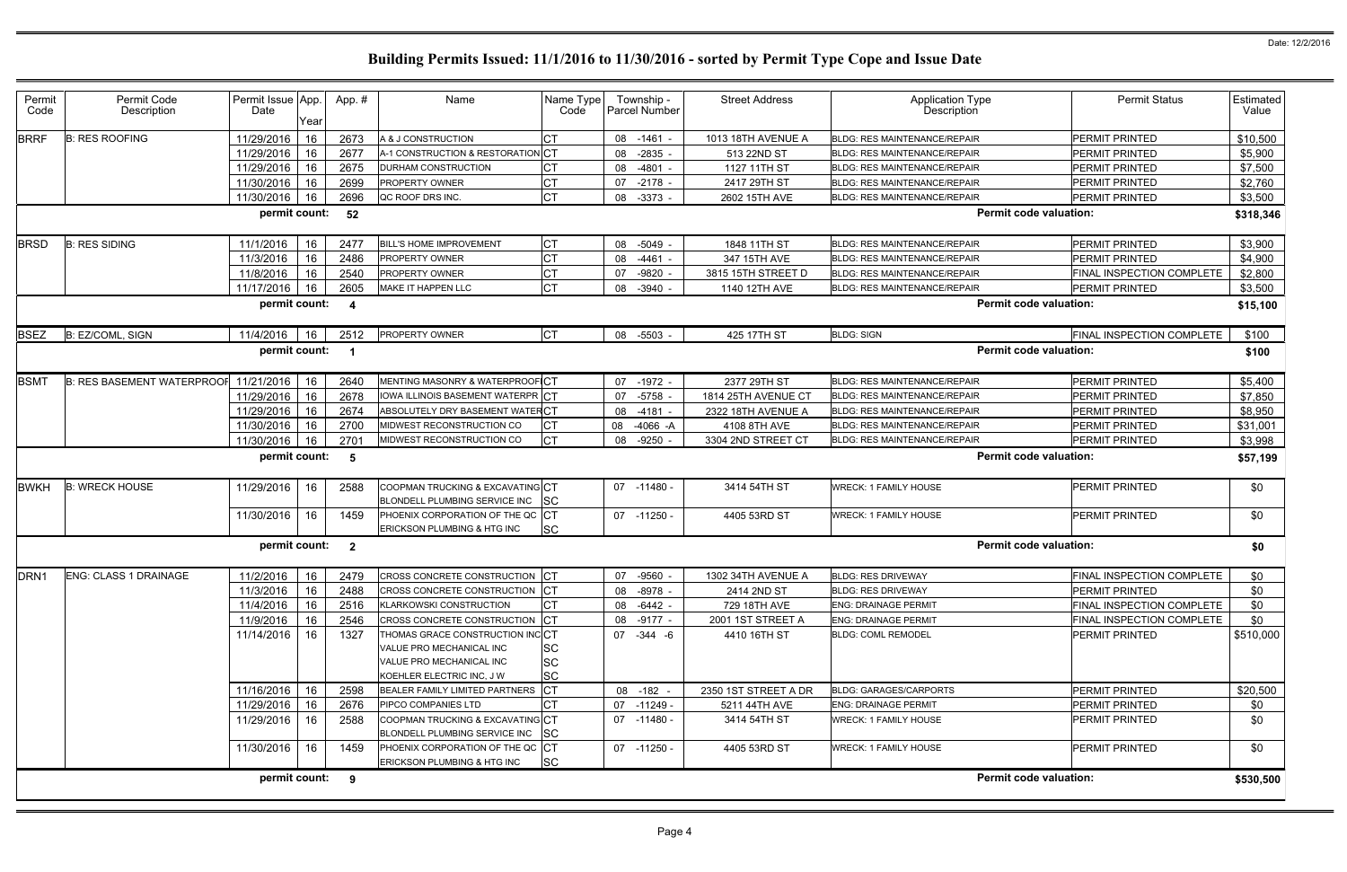Date: 12/2/2016

# Building Permits Issued: 11/1/2016 to 11/30/2016 - sorted by Permit Type Cope and Issue Date

| Permit Code | Permit Code Description | Permit Issue Date | App. Year | App. # | Name | Name Type Code | Township - Parcel Number | Street Address | Application Type Description | Permit Status | Estimated Value |
|---|---|---|---|---|---|---|---|---|---|---|---|
| BRRF | B: RES ROOFING | 11/29/2016 | 16 | 2673 | A & J CONSTRUCTION | CT | 08 -1461 - | 1013 18TH AVENUE A | BLDG: RES MAINTENANCE/REPAIR | PERMIT PRINTED | $10,500 |
| | | 11/29/2016 | 16 | 2677 | A-1 CONSTRUCTION & RESTORATION | CT | 08 -2835 - | 513 22ND ST | BLDG: RES MAINTENANCE/REPAIR | PERMIT PRINTED | $5,900 |
| | | 11/29/2016 | 16 | 2675 | DURHAM CONSTRUCTION | CT | 08 -4801 - | 1127 11TH ST | BLDG: RES MAINTENANCE/REPAIR | PERMIT PRINTED | $7,500 |
| | | 11/30/2016 | 16 | 2699 | PROPERTY OWNER | CT | 07 -2178 - | 2417 29TH ST | BLDG: RES MAINTENANCE/REPAIR | PERMIT PRINTED | $2,760 |
| | | 11/30/2016 | 16 | 2696 | QC ROOF DRS INC. | CT | 08 -3373 - | 2602 15TH AVE | BLDG: RES MAINTENANCE/REPAIR | PERMIT PRINTED | $3,500 |
| | | permit count: | | 52 | | | | | Permit code valuation: | | $318,346 |
| BRSD | B: RES SIDING | 11/1/2016 | 16 | 2477 | BILL'S HOME IMPROVEMENT | CT | 08 -5049 - | 1848 11TH ST | BLDG: RES MAINTENANCE/REPAIR | PERMIT PRINTED | $3,900 |
| | | 11/3/2016 | 16 | 2486 | PROPERTY OWNER | CT | 08 -4461 - | 347 15TH AVE | BLDG: RES MAINTENANCE/REPAIR | PERMIT PRINTED | $4,900 |
| | | 11/8/2016 | 16 | 2540 | PROPERTY OWNER | CT | 07 -9820 - | 3815 15TH STREET D | BLDG: RES MAINTENANCE/REPAIR | FINAL INSPECTION COMPLETE | $2,800 |
| | | 11/17/2016 | 16 | 2605 | MAKE IT HAPPEN LLC | CT | 08 -3940 - | 1140 12TH AVE | BLDG: RES MAINTENANCE/REPAIR | PERMIT PRINTED | $3,500 |
| | | permit count: | | 4 | | | | | Permit code valuation: | | $15,100 |
| BSEZ | B: EZ/COML, SIGN | 11/4/2016 | 16 | 2512 | PROPERTY OWNER | CT | 08 -5503 - | 425 17TH ST | BLDG: SIGN | FINAL INSPECTION COMPLETE | $100 |
| | | permit count: | | 1 | | | | | Permit code valuation: | | $100 |
| BSMT | B: RES BASEMENT WATERPROOF | 11/21/2016 | 16 | 2640 | MENTING MASONRY & WATERPROOF | CT | 07 -1972 - | 2377 29TH ST | BLDG: RES MAINTENANCE/REPAIR | PERMIT PRINTED | $5,400 |
| | | 11/29/2016 | 16 | 2678 | IOWA ILLINOIS BASEMENT WATERPR | CT | 07 -5758 - | 1814 25TH AVENUE CT | BLDG: RES MAINTENANCE/REPAIR | PERMIT PRINTED | $7,850 |
| | | 11/29/2016 | 16 | 2674 | ABSOLUTELY DRY BASEMENT WATER | CT | 08 -4181 - | 2322 18TH AVENUE A | BLDG: RES MAINTENANCE/REPAIR | PERMIT PRINTED | $8,950 |
| | | 11/30/2016 | 16 | 2700 | MIDWEST RECONSTRUCTION CO | CT | 08 -4066 -A | 4108 8TH AVE | BLDG: RES MAINTENANCE/REPAIR | PERMIT PRINTED | $31,001 |
| | | 11/30/2016 | 16 | 2701 | MIDWEST RECONSTRUCTION CO | CT | 08 -9250 - | 3304 2ND STREET CT | BLDG: RES MAINTENANCE/REPAIR | PERMIT PRINTED | $3,998 |
| | | permit count: | | 5 | | | | | Permit code valuation: | | $57,199 |
| BWKH | B: WRECK HOUSE | 11/29/2016 | 16 | 2588 | COOPMAN TRUCKING & EXCAVATING<br>BLONDELL PLUMBING SERVICE INC | CT<br>SC | 07 -11480 - | 3414 54TH ST | WRECK: 1 FAMILY HOUSE | PERMIT PRINTED | $0 |
| | | 11/30/2016 | 16 | 1459 | PHOENIX CORPORATION OF THE QC<br>ERICKSON PLUMBING & HTG INC | CT<br>SC | 07 -11250 - | 4405 53RD ST | WRECK: 1 FAMILY HOUSE | PERMIT PRINTED | $0 |
| | | permit count: | | 2 | | | | | Permit code valuation: | | $0 |
| DRN1 | ENG: CLASS 1 DRAINAGE | 11/2/2016 | 16 | 2479 | CROSS CONCRETE CONSTRUCTION | CT | 07 -9560 - | 1302 34TH AVENUE A | BLDG: RES DRIVEWAY | FINAL INSPECTION COMPLETE | $0 |
| | | 11/3/2016 | 16 | 2488 | CROSS CONCRETE CONSTRUCTION | CT | 08 -8978 - | 2414 2ND ST | BLDG: RES DRIVEWAY | PERMIT PRINTED | $0 |
| | | 11/4/2016 | 16 | 2516 | KLARKOWSKI CONSTRUCTION | CT | 08 -6442 - | 729 18TH AVE | ENG: DRAINAGE PERMIT | FINAL INSPECTION COMPLETE | $0 |
| | | 11/9/2016 | 16 | 2546 | CROSS CONCRETE CONSTRUCTION | CT | 08 -9177 - | 2001 1ST STREET A | ENG: DRAINAGE PERMIT | FINAL INSPECTION COMPLETE | $0 |
| | | 11/14/2016 | 16 | 1327 | THOMAS GRACE CONSTRUCTION INC<br>VALUE PRO MECHANICAL INC<br>VALUE PRO MECHANICAL INC<br>KOEHLER ELECTRIC INC, J W | CT<br>SC<br>SC<br>SC | 07 -344 -6 | 4410 16TH ST | BLDG: COML REMODEL | PERMIT PRINTED | $510,000 |
| | | 11/16/2016 | 16 | 2598 | BEALER FAMILY LIMITED PARTNERS | CT | 08 -182 - | 2350 1ST STREET A DR | BLDG: GARAGES/CARPORTS | PERMIT PRINTED | $20,500 |
| | | 11/29/2016 | 16 | 2676 | PIPCO COMPANIES LTD | CT | 07 -11249 - | 5211 44TH AVE | ENG: DRAINAGE PERMIT | PERMIT PRINTED | $0 |
| | | 11/29/2016 | 16 | 2588 | COOPMAN TRUCKING & EXCAVATING<br>BLONDELL PLUMBING SERVICE INC | CT<br>SC | 07 -11480 - | 3414 54TH ST | WRECK: 1 FAMILY HOUSE | PERMIT PRINTED | $0 |
| | | 11/30/2016 | 16 | 1459 | PHOENIX CORPORATION OF THE QC<br>ERICKSON PLUMBING & HTG INC | CT<br>SC | 07 -11250 - | 4405 53RD ST | WRECK: 1 FAMILY HOUSE | PERMIT PRINTED | $0 |
| | | permit count: | | 9 | | | | | Permit code valuation: | | $530,500 |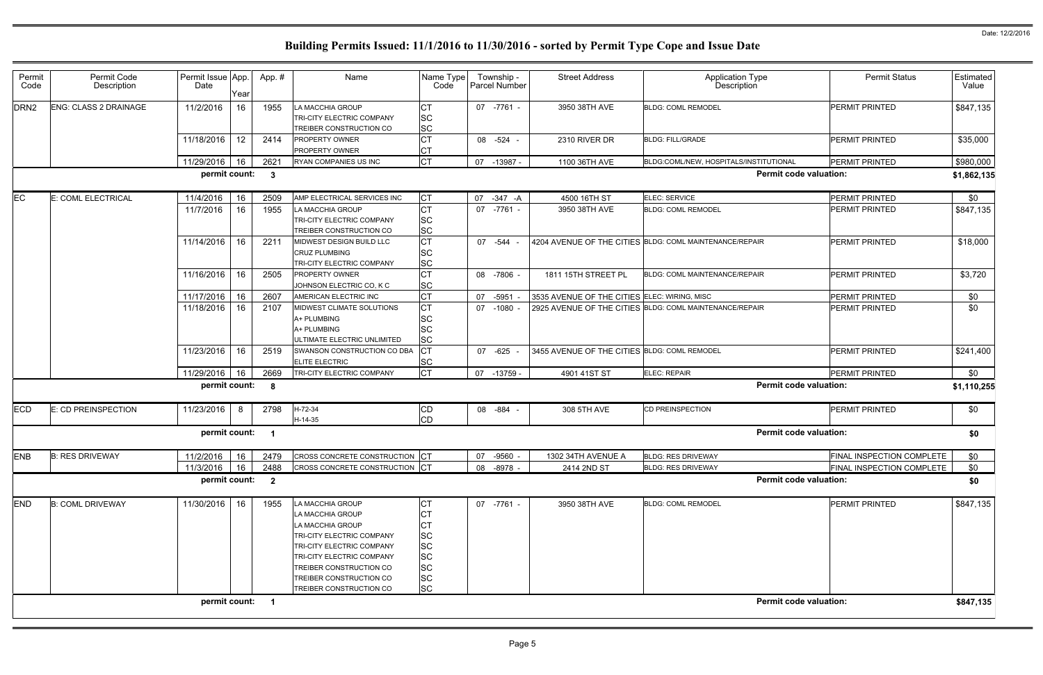# Building Permits Issued: 11/1/2016 to 11/30/2016 - sorted by Permit Type Cope and Issue Date

Date: 12/2/2016

| Permit Code | Permit Code Description | Permit Issue Date | App. Year | App. # | Name | Name Type Code | Township - Parcel Number | Street Address | Application Type Description | Permit Status | Estimated Value |
|---|---|---|---|---|---|---|---|---|---|---|---|
| DRN2 | ENG: CLASS 2 DRAINAGE | 11/2/2016 | 16 | 1955 | LA MACCHIA GROUP<br>TRI-CITY ELECTRIC COMPANY<br>TREIBER CONSTRUCTION CO | CT<br>SC<br>SC | 07 -7761 - | 3950 38TH AVE | BLDG: COML REMODEL | PERMIT PRINTED | $847,135 |
| | | 11/18/2016 | 12 | 2414 | PROPERTY OWNER<br>PROPERTY OWNER | CT<br>CT | 08 -524 - | 2310 RIVER DR | BLDG: FILL/GRADE | PERMIT PRINTED | $35,000 |
| | | 11/29/2016 | 16 | 2621 | RYAN COMPANIES US INC | CT | 07 -13987 - | 1100 36TH AVE | BLDG:COML/NEW, HOSPITALS/INSTITUTIONAL | PERMIT PRINTED | $980,000 |
| | | **permit count:** | | **3** | | | | | **Permit code valuation:** | | **$1,862,135** |
| EC | E: COML ELECTRICAL | 11/4/2016 | 16 | 2509 | AMP ELECTRICAL SERVICES INC | CT | 07 -347 -A | 4500 16TH ST | ELEC: SERVICE | PERMIT PRINTED | $0 |
| | | 11/7/2016 | 16 | 1955 | LA MACCHIA GROUP<br>TRI-CITY ELECTRIC COMPANY<br>TREIBER CONSTRUCTION CO | CT<br>SC<br>SC | 07 -7761 - | 3950 38TH AVE | BLDG: COML REMODEL | PERMIT PRINTED | $847,135 |
| | | 11/14/2016 | 16 | 2211 | MIDWEST DESIGN BUILD LLC<br>CRUZ PLUMBING<br>TRI-CITY ELECTRIC COMPANY | CT<br>SC<br>SC | 07 -544 - | 4204 AVENUE OF THE CITIES | BLDG: COML MAINTENANCE/REPAIR | PERMIT PRINTED | $18,000 |
| | | 11/16/2016 | 16 | 2505 | PROPERTY OWNER<br>JOHNSON ELECTRIC CO, K C | CT<br>SC | 08 -7806 - | 1811 15TH STREET PL | BLDG: COML MAINTENANCE/REPAIR | PERMIT PRINTED | $3,720 |
| | | 11/17/2016 | 16 | 2607 | AMERICAN ELECTRIC INC | CT | 07 -5951 - | 3535 AVENUE OF THE CITIES | ELEC: WIRING, MISC | PERMIT PRINTED | $0 |
| | | 11/18/2016 | 16 | 2107 | MIDWEST CLIMATE SOLUTIONS<br>A+ PLUMBING<br>A+ PLUMBING<br>ULTIMATE ELECTRIC UNLIMITED | CT<br>SC<br>SC<br>SC | 07 -1080 - | 2925 AVENUE OF THE CITIES | BLDG: COML MAINTENANCE/REPAIR | PERMIT PRINTED | $0 |
| | | 11/23/2016 | 16 | 2519 | SWANSON CONSTRUCTION CO DBA<br>ELITE ELECTRIC | CT<br>SC | 07 -625 - | 3455 AVENUE OF THE CITIES | BLDG: COML REMODEL | PERMIT PRINTED | $241,400 |
| | | 11/29/2016 | 16 | 2669 | TRI-CITY ELECTRIC COMPANY | CT | 07 -13759 - | 4901 41ST ST | ELEC: REPAIR | PERMIT PRINTED | $0 |
| | | **permit count:** | | **8** | | | | | **Permit code valuation:** | | **$1,110,255** |
| ECD | E: CD PREINSPECTION | 11/23/2016 | 8 | 2798 | H-72-34<br>H-14-35 | CD<br>CD | 08 -884 - | 308 5TH AVE | CD PREINSPECTION | PERMIT PRINTED | $0 |
| | | **permit count:** | | **1** | | | | | **Permit code valuation:** | | **$0** |
| ENB | B: RES DRIVEWAY | 11/2/2016 | 16 | 2479 | CROSS CONCRETE CONSTRUCTION | CT | 07 -9560 - | 1302 34TH AVENUE A | BLDG: RES DRIVEWAY | FINAL INSPECTION COMPLETE | $0 |
| | | 11/3/2016 | 16 | 2488 | CROSS CONCRETE CONSTRUCTION | CT | 08 -8978 - | 2414 2ND ST | BLDG: RES DRIVEWAY | FINAL INSPECTION COMPLETE | $0 |
| | | **permit count:** | | **2** | | | | | **Permit code valuation:** | | **$0** |
| END | B: COML DRIVEWAY | 11/30/2016 | 16 | 1955 | LA MACCHIA GROUP<br>LA MACCHIA GROUP<br>LA MACCHIA GROUP<br>TRI-CITY ELECTRIC COMPANY<br>TRI-CITY ELECTRIC COMPANY<br>TRI-CITY ELECTRIC COMPANY<br>TREIBER CONSTRUCTION CO<br>TREIBER CONSTRUCTION CO<br>TREIBER CONSTRUCTION CO | CT<br>CT<br>CT<br>SC<br>SC<br>SC<br>SC<br>SC<br>SC | 07 -7761 - | 3950 38TH AVE | BLDG: COML REMODEL | PERMIT PRINTED | $847,135 |
| | | **permit count:** | | **1** | | | | | **Permit code valuation:** | | **$847,135** |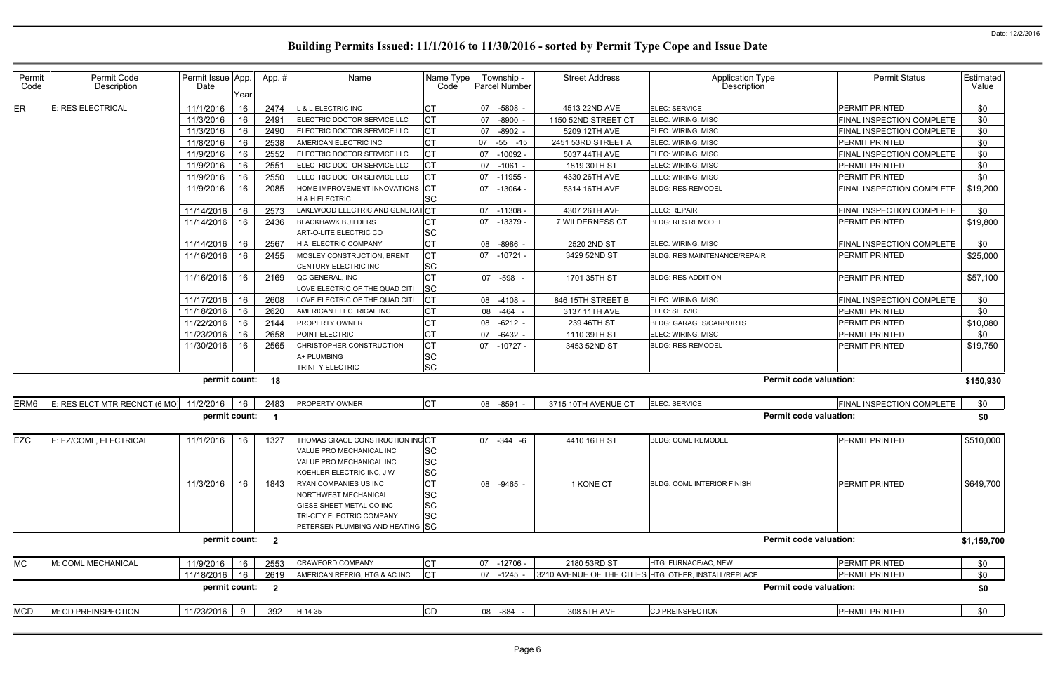# Building Permits Issued: 11/1/2016 to 11/30/2016 - sorted by Permit Type Cope and Issue Date

Date: 12/2/2016

| Permit Code | Permit Code Description | Permit Issue Date | App. Year | App. # | Name | Name Type Code | Township - Parcel Number | Street Address | Application Type Description | Permit Status | Estimated Value |
|---|---|---|---|---|---|---|---|---|---|---|---|
| ER | E: RES ELECTRICAL | 11/1/2016 | 16 | 2474 | L & L ELECTRIC INC | CT | 07 -5808 - | 4513 22ND AVE | ELEC: SERVICE | PERMIT PRINTED | $0 |
| | | 11/3/2016 | 16 | 2491 | ELECTRIC DOCTOR SERVICE LLC | CT | 07 -8900 - | 1150 52ND STREET CT | ELEC: WIRING, MISC | FINAL INSPECTION COMPLETE | $0 |
| | | 11/3/2016 | 16 | 2490 | ELECTRIC DOCTOR SERVICE LLC | CT | 07 -8902 - | 5209 12TH AVE | ELEC: WIRING, MISC | FINAL INSPECTION COMPLETE | $0 |
| | | 11/8/2016 | 16 | 2538 | AMERICAN ELECTRIC INC | CT | 07 -55 -15 | 2451 53RD STREET A | ELEC: WIRING, MISC | PERMIT PRINTED | $0 |
| | | 11/9/2016 | 16 | 2552 | ELECTRIC DOCTOR SERVICE LLC | CT | 07 -10092 - | 5037 44TH AVE | ELEC: WIRING, MISC | FINAL INSPECTION COMPLETE | $0 |
| | | 11/9/2016 | 16 | 2551 | ELECTRIC DOCTOR SERVICE LLC | CT | 07 -1061 - | 1819 30TH ST | ELEC: WIRING, MISC | PERMIT PRINTED | $0 |
| | | 11/9/2016 | 16 | 2550 | ELECTRIC DOCTOR SERVICE LLC | CT | 07 -11955 - | 4330 26TH AVE | ELEC: WIRING, MISC | PERMIT PRINTED | $0 |
| | | 11/9/2016 | 16 | 2085 | HOME IMPROVEMENT INNOVATIONS<br>H & H ELECTRIC | CT<br>SC | 07 -13064 - | 5314 16TH AVE | BLDG: RES REMODEL | FINAL INSPECTION COMPLETE | $19,200 |
| | | 11/14/2016 | 16 | 2573 | LAKEWOOD ELECTRIC AND GENERAT | CT | 07 -11308 - | 4307 26TH AVE | ELEC: REPAIR | FINAL INSPECTION COMPLETE | $0 |
| | | 11/14/2016 | 16 | 2436 | BLACKHAWK BUILDERS<br>ART-O-LITE ELECTRIC CO | CT<br>SC | 07 -13379 - | 7 WILDERNESS CT | BLDG: RES REMODEL | PERMIT PRINTED | $19,800 |
| | | 11/14/2016 | 16 | 2567 | H A ELECTRIC COMPANY | CT | 08 -8986 - | 2520 2ND ST | ELEC: WIRING, MISC | FINAL INSPECTION COMPLETE | $0 |
| | | 11/16/2016 | 16 | 2455 | MOSLEY CONSTRUCTION, BRENT<br>CENTURY ELECTRIC INC | CT<br>SC | 07 -10721 - | 3429 52ND ST | BLDG: RES MAINTENANCE/REPAIR | PERMIT PRINTED | $25,000 |
| | | 11/16/2016 | 16 | 2169 | QC GENERAL, INC<br>LOVE ELECTRIC OF THE QUAD CITI | CT<br>SC | 07 -598 - | 1701 35TH ST | BLDG: RES ADDITION | PERMIT PRINTED | $57,100 |
| | | 11/17/2016 | 16 | 2608 | LOVE ELECTRIC OF THE QUAD CITI | CT | 08 -4108 - | 846 15TH STREET B | ELEC: WIRING, MISC | FINAL INSPECTION COMPLETE | $0 |
| | | 11/18/2016 | 16 | 2620 | AMERICAN ELECTRICAL INC. | CT | 08 -464 - | 3137 11TH AVE | ELEC: SERVICE | PERMIT PRINTED | $0 |
| | | 11/22/2016 | 16 | 2144 | PROPERTY OWNER | CT | 08 -6212 - | 239 46TH ST | BLDG: GARAGES/CARPORTS | PERMIT PRINTED | $10,080 |
| | | 11/23/2016 | 16 | 2658 | POINT ELECTRIC | CT | 07 -6432 - | 1110 39TH ST | ELEC: WIRING, MISC | PERMIT PRINTED | $0 |
| | | 11/30/2016 | 16 | 2565 | CHRISTOPHER CONSTRUCTION<br>A+ PLUMBING<br>TRINITY ELECTRIC | CT<br>SC<br>SC | 07 -10727 - | 3453 52ND ST | BLDG: RES REMODEL | PERMIT PRINTED | $19,750 |
| | **permit count:** | | | **18** | | | | | **Permit code valuation:** | | **$150,930** |
| ERM6 | E: RES ELCT MTR RECNCT (6 MO) | 11/2/2016 | 16 | 2483 | PROPERTY OWNER | CT | 08 -8591 - | 3715 10TH AVENUE CT | ELEC: SERVICE | FINAL INSPECTION COMPLETE | $0 |
| | **permit count:** | | | **1** | | | | | **Permit code valuation:** | | **$0** |
| EZC | E: EZ/COML, ELECTRICAL | 11/1/2016 | 16 | 1327 | THOMAS GRACE CONSTRUCTION INC<br>VALUE PRO MECHANICAL INC<br>VALUE PRO MECHANICAL INC<br>KOEHLER ELECTRIC INC, J W | CT<br>SC<br>SC<br>SC | 07 -344 -6 | 4410 16TH ST | BLDG: COML REMODEL | PERMIT PRINTED | $510,000 |
| | | 11/3/2016 | 16 | 1843 | RYAN COMPANIES US INC<br>NORTHWEST MECHANICAL<br>GIESE SHEET METAL CO INC<br>TRI-CITY ELECTRIC COMPANY<br>PETERSEN PLUMBING AND HEATING | CT<br>SC<br>SC<br>SC<br>SC | 08 -9465 - | 1 KONE CT | BLDG: COML INTERIOR FINISH | PERMIT PRINTED | $649,700 |
| | **permit count:** | | | **2** | | | | | **Permit code valuation:** | | **$1,159,700** |
| MC | M: COML MECHANICAL | 11/9/2016 | 16 | 2553 | CRAWFORD COMPANY | CT | 07 -12706 - | 2180 53RD ST | HTG: FURNACE/AC, NEW | PERMIT PRINTED | $0 |
| | | 11/18/2016 | 16 | 2619 | AMERICAN REFRIG, HTG & AC INC | CT | 07 -1245 - | 3210 AVENUE OF THE CITIES | HTG: OTHER, INSTALL/REPLACE | PERMIT PRINTED | $0 |
| | **permit count:** | | | **2** | | | | | **Permit code valuation:** | | **$0** |
| MCD | M: CD PREINSPECTION | 11/23/2016 | 9 | 392 | H-14-35 | CD | 08 -884 - | 308 5TH AVE | CD PREINSPECTION | PERMIT PRINTED | $0 |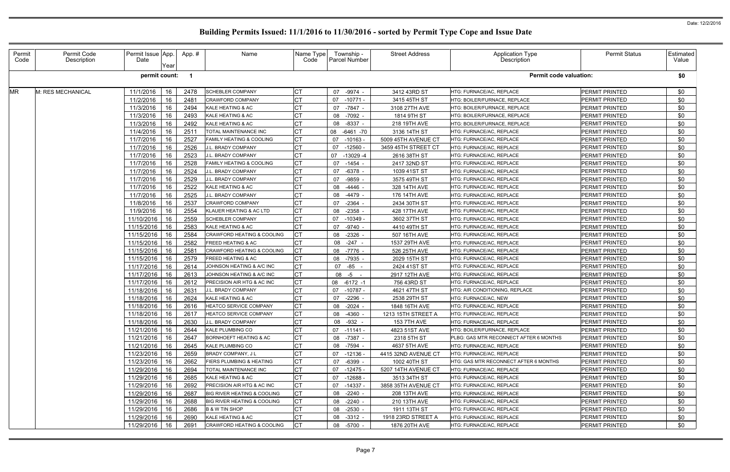# Building Permits Issued: 11/1/2016 to 11/30/2016 - sorted by Permit Type Cope and Issue Date

Date: 12/2/2016

| Permit Code | Permit Code Description | Permit Issue Date | App. Year | App. # | Name | Name Type Code | Township - Parcel Number | Street Address | Application Type Description | Permit Status | Estimated Value |
|---|---|---|---|---|---|---|---|---|---|---|---|
| | | permit count: | | 1 | | | | | Permit code valuation: | | $0 |
| MR | M: RES MECHANICAL | 11/1/2016 | 16 | 2478 | SCHEBLER COMPANY | CT | 07 -9974 - | 3412 43RD ST | HTG: FURNACE/AC, REPLACE | PERMIT PRINTED | $0 |
| | | 11/2/2016 | 16 | 2481 | CRAWFORD COMPANY | CT | 07 -10771 - | 3415 45TH ST | HTG: BOILER/FURNACE, REPLACE | PERMIT PRINTED | $0 |
| | | 11/3/2016 | 16 | 2494 | KALE HEATING & AC | CT | 07 -7847 - | 3108 27TH AVE | HTG: BOILER/FURNACE, REPLACE | PERMIT PRINTED | $0 |
| | | 11/3/2016 | 16 | 2493 | KALE HEATING & AC | CT | 08 -7092 - | 1814 9TH ST | HTG: BOILER/FURNACE, REPLACE | PERMIT PRINTED | $0 |
| | | 11/3/2016 | 16 | 2492 | KALE HEATING & AC | CT | 08 -8337 - | 218 19TH AVE | HTG: BOILER/FURNACE, REPLACE | PERMIT PRINTED | $0 |
| | | 11/4/2016 | 16 | 2511 | TOTAL MAINTENANCE INC | CT | 08 -6461 -70 | 3136 14TH ST | HTG: FURNACE/AC, REPLACE | PERMIT PRINTED | $0 |
| | | 11/7/2016 | 16 | 2527 | FAMILY HEATING & COOLING | CT | 07 -10163 - | 5009 45TH AVENUE CT | HTG: FURNACE/AC, REPLACE | PERMIT PRINTED | $0 |
| | | 11/7/2016 | 16 | 2526 | J.L. BRADY COMPANY | CT | 07 -12560 - | 3459 45TH STREET CT | HTG: FURNACE/AC, REPLACE | PERMIT PRINTED | $0 |
| | | 11/7/2016 | 16 | 2523 | J.L. BRADY COMPANY | CT | 07 -13029 -4 | 2616 38TH ST | HTG: FURNACE/AC, REPLACE | PERMIT PRINTED | $0 |
| | | 11/7/2016 | 16 | 2528 | FAMILY HEATING & COOLING | CT | 07 -1454 - | 2417 32ND ST | HTG: FURNACE/AC, REPLACE | PERMIT PRINTED | $0 |
| | | 11/7/2016 | 16 | 2524 | J.L. BRADY COMPANY | CT | 07 -6378 - | 1039 41ST ST | HTG: FURNACE/AC, REPLACE | PERMIT PRINTED | $0 |
| | | 11/7/2016 | 16 | 2529 | J.L. BRADY COMPANY | CT | 07 -9859 - | 3575 49TH ST | HTG: FURNACE/AC, REPLACE | PERMIT PRINTED | $0 |
| | | 11/7/2016 | 16 | 2522 | KALE HEATING & AC | CT | 08 -4446 - | 328 14TH AVE | HTG: FURNACE/AC, REPLACE | PERMIT PRINTED | $0 |
| | | 11/7/2016 | 16 | 2525 | J.L. BRADY COMPANY | CT | 08 -4479 - | 176 14TH AVE | HTG: FURNACE/AC, REPLACE | PERMIT PRINTED | $0 |
| | | 11/8/2016 | 16 | 2537 | CRAWFORD COMPANY | CT | 07 -2364 - | 2434 30TH ST | HTG: FURNACE/AC, REPLACE | PERMIT PRINTED | $0 |
| | | 11/9/2016 | 16 | 2554 | KLAUER HEATING & AC LTD | CT | 08 -2358 - | 428 17TH AVE | HTG: FURNACE/AC, REPLACE | PERMIT PRINTED | $0 |
| | | 11/10/2016 | 16 | 2559 | SCHEBLER COMPANY | CT | 07 -10349 - | 3602 37TH ST | HTG: FURNACE/AC, REPLACE | PERMIT PRINTED | $0 |
| | | 11/15/2016 | 16 | 2583 | KALE HEATING & AC | CT | 07 -9740 - | 4410 49TH ST | HTG: FURNACE/AC, REPLACE | PERMIT PRINTED | $0 |
| | | 11/15/2016 | 16 | 2584 | CRAWFORD HEATING & COOLING | CT | 08 -2326 - | 507 16TH AVE | HTG: FURNACE/AC, REPLACE | PERMIT PRINTED | $0 |
| | | 11/15/2016 | 16 | 2582 | FREED HEATING & AC | CT | 08 -247 - | 1537 29TH AVE | HTG: FURNACE/AC, REPLACE | PERMIT PRINTED | $0 |
| | | 11/15/2016 | 16 | 2581 | CRAWFORD HEATING & COOLING | CT | 08 -7776 - | 526 25TH AVE | HTG: FURNACE/AC, REPLACE | PERMIT PRINTED | $0 |
| | | 11/15/2016 | 16 | 2579 | FREED HEATING & AC | CT | 08 -7935 - | 2029 15TH ST | HTG: FURNACE/AC, REPLACE | PERMIT PRINTED | $0 |
| | | 11/17/2016 | 16 | 2614 | JOHNSON HEATING & A/C INC | CT | 07 -85 - | 2424 41ST ST | HTG: FURNACE/AC, REPLACE | PERMIT PRINTED | $0 |
| | | 11/17/2016 | 16 | 2613 | JOHNSON HEATING & A/C INC | CT | 08 -5 - | 2917 12TH AVE | HTG: FURNACE/AC, REPLACE | PERMIT PRINTED | $0 |
| | | 11/17/2016 | 16 | 2612 | PRECISION AIR HTG & AC INC | CT | 08 -6172 -1 | 756 43RD ST | HTG: FURNACE/AC, REPLACE | PERMIT PRINTED | $0 |
| | | 11/18/2016 | 16 | 2631 | J.L. BRADY COMPANY | CT | 07 -10787 - | 4621 47TH ST | HTG: AIR CONDITIONING, REPLACE | PERMIT PRINTED | $0 |
| | | 11/18/2016 | 16 | 2624 | KALE HEATING & AC | CT | 07 -2296 - | 2538 29TH ST | HTG: FURNACE/AC, NEW | PERMIT PRINTED | $0 |
| | | 11/18/2016 | 16 | 2616 | HEATCO SERVICE COMPANY | CT | 08 -2024 - | 1848 16TH AVE | HTG: FURNACE/AC, REPLACE | PERMIT PRINTED | $0 |
| | | 11/18/2016 | 16 | 2617 | HEATCO SERVICE COMPANY | CT | 08 -4360 - | 1213 15TH STREET A | HTG: FURNACE/AC, REPLACE | PERMIT PRINTED | $0 |
| | | 11/18/2016 | 16 | 2630 | J.L. BRADY COMPANY | CT | 08 -932 - | 153 7TH AVE | HTG: FURNACE/AC, REPLACE | PERMIT PRINTED | $0 |
| | | 11/21/2016 | 16 | 2644 | KALE PLUMBING CO | CT | 07 -11141 - | 4823 51ST AVE | HTG: BOILER/FURNACE, REPLACE | PERMIT PRINTED | $0 |
| | | 11/21/2016 | 16 | 2647 | BORNHOEFT HEATING & AC | CT | 08 -7387 - | 2318 5TH ST | PLBG: GAS MTR RECONNECT AFTER 6 MONTHS | PERMIT PRINTED | $0 |
| | | 11/21/2016 | 16 | 2645 | KALE PLUMBING CO | CT | 08 -7594 - | 4637 5TH AVE | HTG: FURNACE/AC, REPLACE | PERMIT PRINTED | $0 |
| | | 11/23/2016 | 16 | 2659 | BRADY COMPANY, J L | CT | 07 -12136 - | 4415 32ND AVENUE CT | HTG: FURNACE/AC, REPLACE | PERMIT PRINTED | $0 |
| | | 11/23/2016 | 16 | 2662 | FIERS PLUMBING & HEATING | CT | 07 -6399 - | 1002 40TH ST | HTG: GAS MTR RECONNECT AFTER 6 MONTHS | PERMIT PRINTED | $0 |
| | | 11/29/2016 | 16 | 2694 | TOTAL MAINTENANCE INC | CT | 07 -12475 - | 5207 14TH AVENUE CT | HTG: FURNACE/AC, REPLACE | PERMIT PRINTED | $0 |
| | | 11/29/2016 | 16 | 2685 | KALE HEATING & AC | CT | 07 -12688 - | 3513 34TH ST | HTG: FURNACE/AC, REPLACE | PERMIT PRINTED | $0 |
| | | 11/29/2016 | 16 | 2692 | PRECISION AIR HTG & AC INC | CT | 07 -14337 - | 3858 35TH AVENUE CT | HTG: FURNACE/AC, REPLACE | PERMIT PRINTED | $0 |
| | | 11/29/2016 | 16 | 2687 | BIG RIVER HEATING & COOLING | CT | 08 -2240 - | 208 13TH AVE | HTG: FURNACE/AC, REPLACE | PERMIT PRINTED | $0 |
| | | 11/29/2016 | 16 | 2688 | BIG RIVER HEATING & COOLING | CT | 08 -2240 - | 210 13TH AVE | HTG: FURNACE/AC, REPLACE | PERMIT PRINTED | $0 |
| | | 11/29/2016 | 16 | 2686 | B & W TIN SHOP | CT | 08 -2530 - | 1911 13TH ST | HTG: FURNACE/AC, REPLACE | PERMIT PRINTED | $0 |
| | | 11/29/2016 | 16 | 2690 | KALE HEATING & AC | CT | 08 -3312 - | 1918 23RD STREET A | HTG: FURNACE/AC, REPLACE | PERMIT PRINTED | $0 |
| | | 11/29/2016 | 16 | 2691 | CRAWFORD HEATING & COOLING | CT | 08 -5700 - | 1876 20TH AVE | HTG: FURNACE/AC, REPLACE | PERMIT PRINTED | $0 |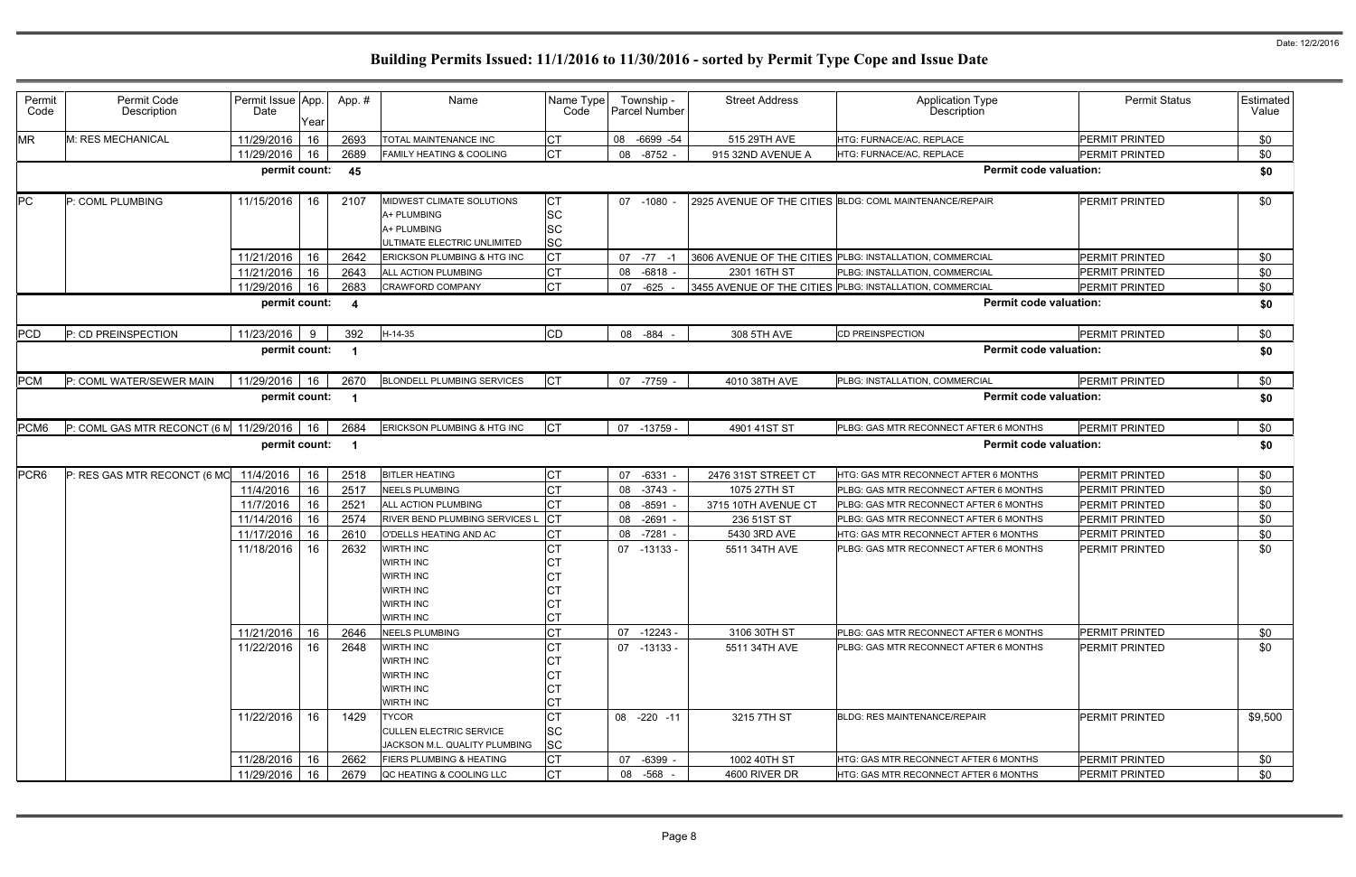# Building Permits Issued: 11/1/2016 to 11/30/2016 - sorted by Permit Type Cope and Issue Date

| Permit Code | Permit Code Description | Permit Issue Date | App. Year | App. # | Name | Name Type Code | Township - Parcel Number | Street Address | Application Type Description | Permit Status | Estimated Value |
|---|---|---|---|---|---|---|---|---|---|---|---|
| MR | M: RES MECHANICAL | 11/29/2016 | 16 | 2693 | TOTAL MAINTENANCE INC | CT | 08 -6699 -54 | 515 29TH AVE | HTG: FURNACE/AC, REPLACE | PERMIT PRINTED | $0 |
| | | 11/29/2016 | 16 | 2689 | FAMILY HEATING & COOLING | CT | 08 -8752 - | 915 32ND AVENUE A | HTG: FURNACE/AC, REPLACE | PERMIT PRINTED | $0 |
| | | permit count: | | 45 | | | | | Permit code valuation: | | $0 |
| PC | P: COML PLUMBING | 11/15/2016 | 16 | 2107 | MIDWEST CLIMATE SOLUTIONS<br>A+ PLUMBING<br>A+ PLUMBING<br>ULTIMATE ELECTRIC UNLIMITED | CT<br>SC<br>SC<br>SC | 07 -1080 - | 2925 AVENUE OF THE CITIES | BLDG: COML MAINTENANCE/REPAIR | PERMIT PRINTED | $0 |
| | | 11/21/2016 | 16 | 2642 | ERICKSON PLUMBING & HTG INC | CT | 07 -77 -1 | 3606 AVENUE OF THE CITIES | PLBG: INSTALLATION, COMMERCIAL | PERMIT PRINTED | $0 |
| | | 11/21/2016 | 16 | 2643 | ALL ACTION PLUMBING | CT | 08 -6818 - | 2301 16TH ST | PLBG: INSTALLATION, COMMERCIAL | PERMIT PRINTED | $0 |
| | | 11/29/2016 | 16 | 2683 | CRAWFORD COMPANY | CT | 07 -625 - | 3455 AVENUE OF THE CITIES | PLBG: INSTALLATION, COMMERCIAL | PERMIT PRINTED | $0 |
| | | permit count: | | 4 | | | | | Permit code valuation: | | $0 |
| PCD | P: CD PREINSPECTION | 11/23/2016 | 9 | 392 | H-14-35 | CD | 08 -884 - | 308 5TH AVE | CD PREINSPECTION | PERMIT PRINTED | $0 |
| | | permit count: | | 1 | | | | | Permit code valuation: | | $0 |
| PCM | P: COML WATER/SEWER MAIN | 11/29/2016 | 16 | 2670 | BLONDELL PLUMBING SERVICES | CT | 07 -7759 - | 4010 38TH AVE | PLBG: INSTALLATION, COMMERCIAL | PERMIT PRINTED | $0 |
| | | permit count: | | 1 | | | | | Permit code valuation: | | $0 |
| PCM6 | P: COML GAS MTR RECONCT (6 M | 11/29/2016 | 16 | 2684 | ERICKSON PLUMBING & HTG INC | CT | 07 -13759 - | 4901 41ST ST | PLBG: GAS MTR RECONNECT AFTER 6 MONTHS | PERMIT PRINTED | $0 |
| | | permit count: | | 1 | | | | | Permit code valuation: | | $0 |
| PCR6 | P: RES GAS MTR RECONCT (6 MO | 11/4/2016 | 16 | 2518 | BITLER HEATING | CT | 07 -6331 - | 2476 31ST STREET CT | HTG: GAS MTR RECONNECT AFTER 6 MONTHS | PERMIT PRINTED | $0 |
| | | 11/4/2016 | 16 | 2517 | NEELS PLUMBING | CT | 08 -3743 - | 1075 27TH ST | PLBG: GAS MTR RECONNECT AFTER 6 MONTHS | PERMIT PRINTED | $0 |
| | | 11/7/2016 | 16 | 2521 | ALL ACTION PLUMBING | CT | 08 -8591 - | 3715 10TH AVENUE CT | PLBG: GAS MTR RECONNECT AFTER 6 MONTHS | PERMIT PRINTED | $0 |
| | | 11/14/2016 | 16 | 2574 | RIVER BEND PLUMBING SERVICES L | CT | 08 -2691 - | 236 51ST ST | PLBG: GAS MTR RECONNECT AFTER 6 MONTHS | PERMIT PRINTED | $0 |
| | | 11/17/2016 | 16 | 2610 | O'DELLS HEATING AND AC | CT | 08 -7281 - | 5430 3RD AVE | HTG: GAS MTR RECONNECT AFTER 6 MONTHS | PERMIT PRINTED | $0 |
| | | 11/18/2016 | 16 | 2632 | WIRTH INC<br>WIRTH INC<br>WIRTH INC<br>WIRTH INC<br>WIRTH INC<br>WIRTH INC | CT<br>CT<br>CT<br>CT<br>CT<br>CT | 07 -13133 - | 5511 34TH AVE | PLBG: GAS MTR RECONNECT AFTER 6 MONTHS | PERMIT PRINTED | $0 |
| | | 11/21/2016 | 16 | 2646 | NEELS PLUMBING | CT | 07 -12243 - | 3106 30TH ST | PLBG: GAS MTR RECONNECT AFTER 6 MONTHS | PERMIT PRINTED | $0 |
| | | 11/22/2016 | 16 | 2648 | WIRTH INC<br>WIRTH INC<br>WIRTH INC<br>WIRTH INC<br>WIRTH INC | CT<br>CT<br>CT<br>CT<br>CT | 07 -13133 - | 5511 34TH AVE | PLBG: GAS MTR RECONNECT AFTER 6 MONTHS | PERMIT PRINTED | $0 |
| | | 11/22/2016 | 16 | 1429 | TYCOR<br>CULLEN ELECTRIC SERVICE<br>JACKSON M.L. QUALITY PLUMBING | CT<br>SC<br>SC | 08 -220 -11 | 3215 7TH ST | BLDG: RES MAINTENANCE/REPAIR | PERMIT PRINTED | $9,500 |
| | | 11/28/2016 | 16 | 2662 | FIERS PLUMBING & HEATING | CT | 07 -6399 - | 1002 40TH ST | HTG: GAS MTR RECONNECT AFTER 6 MONTHS | PERMIT PRINTED | $0 |
| | | 11/29/2016 | 16 | 2679 | QC HEATING & COOLING LLC | CT | 08 -568 - | 4600 RIVER DR | HTG: GAS MTR RECONNECT AFTER 6 MONTHS | PERMIT PRINTED | $0 |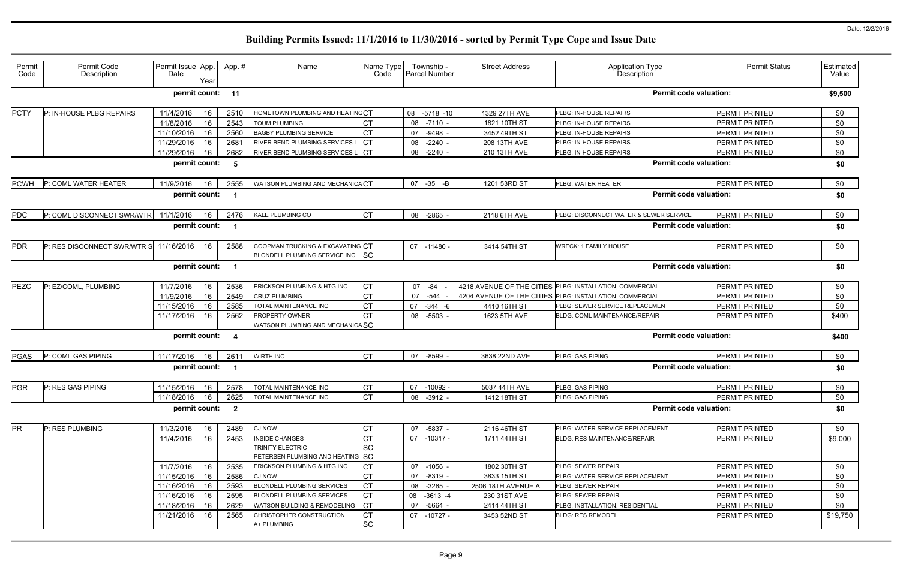# Building Permits Issued: 11/1/2016 to 11/30/2016 - sorted by Permit Type Cope and Issue Date

Date: 12/2/2016

| Permit Code | Permit Code Description | Permit Issue Date | App. Year | App. # | Name | Name Type Code | Township - Parcel Number | Street Address | Application Type Description | Permit Status | Estimated Value |
|---|---|---|---|---|---|---|---|---|---|---|---|
| | | permit count: | | 11 | | | | | Permit code valuation: | | $9,500 |
| PCTY | P: IN-HOUSE PLBG REPAIRS | 11/4/2016 | 16 | 2510 | HOMETOWN PLUMBING AND HEATING | CT | 08 -5718 -10 | 1329 27TH AVE | PLBG: IN-HOUSE REPAIRS | PERMIT PRINTED | $0 |
| | | 11/8/2016 | 16 | 2543 | TOUM PLUMBING | CT | 08 -7110 - | 1821 10TH ST | PLBG: IN-HOUSE REPAIRS | PERMIT PRINTED | $0 |
| | | 11/10/2016 | 16 | 2560 | BAGBY PLUMBING SERVICE | CT | 07 -9498 - | 3452 49TH ST | PLBG: IN-HOUSE REPAIRS | PERMIT PRINTED | $0 |
| | | 11/29/2016 | 16 | 2681 | RIVER BEND PLUMBING SERVICES L | CT | 08 -2240 - | 208 13TH AVE | PLBG: IN-HOUSE REPAIRS | PERMIT PRINTED | $0 |
| | | 11/29/2016 | 16 | 2682 | RIVER BEND PLUMBING SERVICES L | CT | 08 -2240 - | 210 13TH AVE | PLBG: IN-HOUSE REPAIRS | PERMIT PRINTED | $0 |
| | | permit count: | | 5 | | | | | Permit code valuation: | | $0 |
| PCWH | P: COML WATER HEATER | 11/9/2016 | 16 | 2555 | WATSON PLUMBING AND MECHANICA | CT | 07 -35 -B | 1201 53RD ST | PLBG: WATER HEATER | PERMIT PRINTED | $0 |
| | | permit count: | | 1 | | | | | Permit code valuation: | | $0 |
| PDC | P: COML DISCONNECT SWR/WTR | 11/1/2016 | 16 | 2476 | KALE PLUMBING CO | CT | 08 -2865 - | 2118 6TH AVE | PLBG: DISCONNECT WATER & SEWER SERVICE | PERMIT PRINTED | $0 |
| | | permit count: | | 1 | | | | | Permit code valuation: | | $0 |
| PDR | P: RES DISCONNECT SWR/WTR S | 11/16/2016 | 16 | 2588 | COOPMAN TRUCKING & EXCAVATING<br>BLONDELL PLUMBING SERVICE INC | CT<br>SC | 07 -11480 - | 3414 54TH ST | WRECK: 1 FAMILY HOUSE | PERMIT PRINTED | $0 |
| | | permit count: | | 1 | | | | | Permit code valuation: | | $0 |
| PEZC | P: EZ/COML, PLUMBING | 11/7/2016 | 16 | 2536 | ERICKSON PLUMBING & HTG INC | CT | 07 -84 - | 4218 AVENUE OF THE CITIES | PLBG: INSTALLATION, COMMERCIAL | PERMIT PRINTED | $0 |
| | | 11/9/2016 | 16 | 2549 | CRUZ PLUMBING | CT | 07 -544 - | 4204 AVENUE OF THE CITIES | PLBG: INSTALLATION, COMMERCIAL | PERMIT PRINTED | $0 |
| | | 11/15/2016 | 16 | 2585 | TOTAL MAINTENANCE INC | CT | 07 -344 -6 | 4410 16TH ST | PLBG: SEWER SERVICE REPLACEMENT | PERMIT PRINTED | $0 |
| | | 11/17/2016 | 16 | 2562 | PROPERTY OWNER<br>WATSON PLUMBING AND MECHANICA | CT<br>SC | 08 -5503 - | 1623 5TH AVE | BLDG: COML MAINTENANCE/REPAIR | PERMIT PRINTED | $400 |
| | | permit count: | | 4 | | | | | Permit code valuation: | | $400 |
| PGAS | P: COML GAS PIPING | 11/17/2016 | 16 | 2611 | WIRTH INC | CT | 07 -8599 - | 3638 22ND AVE | PLBG: GAS PIPING | PERMIT PRINTED | $0 |
| | | permit count: | | 1 | | | | | Permit code valuation: | | $0 |
| PGR | P: RES GAS PIPING | 11/15/2016 | 16 | 2578 | TOTAL MAINTENANCE INC | CT | 07 -10092 - | 5037 44TH AVE | PLBG: GAS PIPING | PERMIT PRINTED | $0 |
| | | 11/18/2016 | 16 | 2625 | TOTAL MAINTENANCE INC | CT | 08 -3912 - | 1412 18TH ST | PLBG: GAS PIPING | PERMIT PRINTED | $0 |
| | | permit count: | | 2 | | | | | Permit code valuation: | | $0 |
| PR | P: RES PLUMBING | 11/3/2016 | 16 | 2489 | CJ NOW | CT | 07 -5837 - | 2116 46TH ST | PLBG: WATER SERVICE REPLACEMENT | PERMIT PRINTED | $0 |
| | | 11/4/2016 | 16 | 2453 | INSIDE CHANGES<br>TRINITY ELECTRIC<br>PETERSEN PLUMBING AND HEATING | CT<br>SC<br>SC | 07 -10317 - | 1711 44TH ST | BLDG: RES MAINTENANCE/REPAIR | PERMIT PRINTED | $9,000 |
| | | 11/7/2016 | 16 | 2535 | ERICKSON PLUMBING & HTG INC | CT | 07 -1056 - | 1802 30TH ST | PLBG: SEWER REPAIR | PERMIT PRINTED | $0 |
| | | 11/15/2016 | 16 | 2586 | CJ NOW | CT | 07 -8319 - | 3833 15TH ST | PLBG: WATER SERVICE REPLACEMENT | PERMIT PRINTED | $0 |
| | | 11/16/2016 | 16 | 2593 | BLONDELL PLUMBING SERVICES | CT | 08 -3265 - | 2506 18TH AVENUE A | PLBG: SEWER REPAIR | PERMIT PRINTED | $0 |
| | | 11/16/2016 | 16 | 2595 | BLONDELL PLUMBING SERVICES | CT | 08 -3613 -4 | 230 31ST AVE | PLBG: SEWER REPAIR | PERMIT PRINTED | $0 |
| | | 11/18/2016 | 16 | 2629 | WATSON BUILDING & REMODELING | CT | 07 -5664 - | 2414 44TH ST | PLBG: INSTALLATION, RESIDENTIAL | PERMIT PRINTED | $0 |
| | | 11/21/2016 | 16 | 2565 | CHRISTOPHER CONSTRUCTION<br>A+ PLUMBING | CT<br>SC | 07 -10727 - | 3453 52ND ST | BLDG: RES REMODEL | PERMIT PRINTED | $19,750 |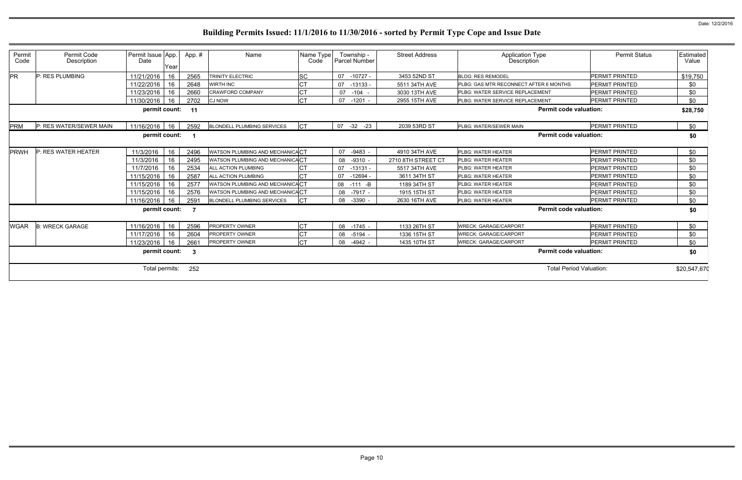Date: 12/2/2016

# Building Permits Issued: 11/1/2016 to 11/30/2016 - sorted by Permit Type Cope and Issue Date

| Permit Code | Permit Code Description | Permit Issue Date | App. Year | App. # | Name | Name Type Code | Township - Parcel Number | Street Address | Application Type Description | Permit Status | Estimated Value |
|---|---|---|---|---|---|---|---|---|---|---|---|
| PR | P: RES PLUMBING | 11/21/2016 | 16 | 2565 | TRINITY ELECTRIC | SC | 07 -10727 - | 3453 52ND ST | BLDG: RES REMODEL | PERMIT PRINTED | $19,750 |
| | | 11/22/2016 | 16 | 2648 | WIRTH INC | CT | 07 -13133 - | 5511 34TH AVE | PLBG: GAS MTR RECONNECT AFTER 6 MONTHS | PERMIT PRINTED | $0 |
| | | 11/23/2016 | 16 | 2660 | CRAWFORD COMPANY | CT | 07 -104 - | 3030 13TH AVE | PLBG: WATER SERVICE REPLACEMENT | PERMIT PRINTED | $0 |
| | | 11/30/2016 | 16 | 2702 | CJ NOW | CT | 07 -1201 - | 2955 15TH AVE | PLBG: WATER SERVICE REPLACEMENT | PERMIT PRINTED | $0 |
| | | permit count: | | 11 | | | | | Permit code valuation: | | $28,750 |
| PRM | P: RES WATER/SEWER MAIN | 11/16/2016 | 16 | 2592 | BLONDELL PLUMBING SERVICES | CT | 07 -32 -23 | 2039 53RD ST | PLBG: WATER/SEWER MAIN | PERMIT PRINTED | $0 |
| | | permit count: | | 1 | | | | | Permit code valuation: | | $0 |
| PRWH | P: RES WATER HEATER | 11/3/2016 | 16 | 2496 | WATSON PLUMBING AND MECHANICA | CT | 07 -9483 - | 4910 34TH AVE | PLBG: WATER HEATER | PERMIT PRINTED | $0 |
| | | 11/3/2016 | 16 | 2495 | WATSON PLUMBING AND MECHANICA | CT | 08 -9310 - | 2710 8TH STREET CT | PLBG: WATER HEATER | PERMIT PRINTED | $0 |
| | | 11/7/2016 | 16 | 2534 | ALL ACTION PLUMBING | CT | 07 -13131 - | 5517 34TH AVE | PLBG: WATER HEATER | PERMIT PRINTED | $0 |
| | | 11/15/2016 | 16 | 2587 | ALL ACTION PLUMBING | CT | 07 -12694 - | 3611 34TH ST | PLBG: WATER HEATER | PERMIT PRINTED | $0 |
| | | 11/15/2016 | 16 | 2577 | WATSON PLUMBING AND MECHANICA | CT | 08 -111 -B | 1189 34TH ST | PLBG: WATER HEATER | PERMIT PRINTED | $0 |
| | | 11/15/2016 | 16 | 2576 | WATSON PLUMBING AND MECHANICA | CT | 08 -7917 - | 1915 15TH ST | PLBG: WATER HEATER | PERMIT PRINTED | $0 |
| | | 11/16/2016 | 16 | 2591 | BLONDELL PLUMBING SERVICES | CT | 08 -3390 - | 2630 16TH AVE | PLBG: WATER HEATER | PERMIT PRINTED | $0 |
| | | permit count: | | 7 | | | | | Permit code valuation: | | $0 |
| WGAR | B: WRECK GARAGE | 11/16/2016 | 16 | 2596 | PROPERTY OWNER | CT | 08 -1745 - | 1133 26TH ST | WRECK: GARAGE/CARPORT | PERMIT PRINTED | $0 |
| | | 11/17/2016 | 16 | 2604 | PROPERTY OWNER | CT | 08 -5194 - | 1336 15TH ST | WRECK: GARAGE/CARPORT | PERMIT PRINTED | $0 |
| | | 11/23/2016 | 16 | 2661 | PROPERTY OWNER | CT | 08 -4942 - | 1435 10TH ST | WRECK: GARAGE/CARPORT | PERMIT PRINTED | $0 |
| | | permit count: | | 3 | | | | | Permit code valuation: | | $0 |
| | | Total permits: | | 252 | | | | | Total Period Valuation: | | $20,547,670 |